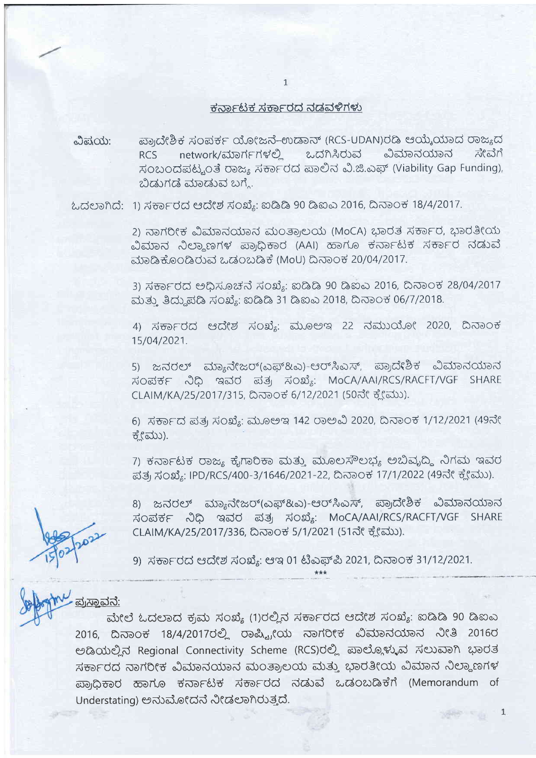## ಕರ್ನಾಟಕ ಸರ್ಕಾರದ ನಡವಳಿಗಳು

ವಿಷಯ: ಪ್ರಾದೇಶಿಕ ಸಂಪರ್ಕ ಯೋಜನೆ–ಉಡಾನ್ (RCS-UDAN)ರಡಿ ಆಯ್ಕೆಯಾದ ರಾಜ್ಯದ RCS network/ಮಾರ್ಗಗಳಲ್ಲಿ ಒದಗಿಸಿರುವ ವಿಮಾನಯಾನ ಸೇವೆಗೆ ಸಂಬಂದಪಟ್ಟಂತೆ ರಾಜ್ಯ ಸರ್ಕಾರದ ಪಾಲಿನ ವಿ.ಜಿ.ಎಫ್ (Viability Gap Funding), ಬಿಡುಗಡೆ ಮಾಡುವ ಬಗ್ಗೆ.

ಓದಲಾಗಿದೆ:

1) ಸರ್ಕಾರದ ಆದೇಶ ಸಂಖ್ಯೆ: ಐಡಿಡಿ 90 ಡಿಐಎ 2016, ದಿನಾಂಕ 18/4/2017.

2) ನಾಗರೀಕ ವಿಮಾನಯಾನ ಮಂತ್ರಾಲಯ (MoCA) ಭಾರತ ಸರ್ಕಾರ, ಭಾರತೀಯ ವಿಮಾನ ನಿಲ್ದಾಣಗಳ ಪ್ರಾಧಿಕಾರ (AAI) ಹಾಗೂ ಕರ್ನಾಟಕ ಸರ್ಕಾರ ನಡುವೆ ಮಾಡಿಕೊಂಡಿರುವ ಒಡಂಬಡಿಕೆ (MoU) ದಿನಾಂಕ 20/04/2017.

3) ಸರ್ಕಾರದ ಅಧಿಸೂಚನೆ ಸಂಖ್ಯೆ: ಐಡಿಡಿ 90 ಡಿಐಎ 2016, ದಿನಾಂಕ 28/04/2017 ಮತ್ತು ತಿದ್ದುಪಡಿ ಸಂಖ್ಯೆ: ಐಡಿಡಿ 31 ಡಿಐಎ 2018, ದಿನಾಂಕ 06/7/2018.

4) ಸರ್ಕಾರದ ಆದೇಶ ಸಂಖ್ಯೆ: ಮೂಅಇ 22 ನಮುಯೋ 2020, ದಿನಾಂಕ 15/04/2021.

5) ಜನರಲ್ ಮ್ಯಾನೇಜರ್(ಎಫ್&ಎ)-ಆರ್‌ಸಿಎಸ್, ಪ್ರಾದೇಶಿಕ ವಿಮಾನಯಾನ ಸಂಪರ್ಕ ನಿಧಿ ಇವರ ಪತ್ರ ಸಂಖ್ಯೆ: MoCA/AAI/RCS/RACFT/VGF SHARE CLAIM/KA/25/2017/315, ದಿನಾಂಕ 6/12/2021 (50ನೇ ಕ್ಲೇಮು).

6) ಸರ್ಕಾದ ಪತ್ರ ಸಂಖ್ಯೆ: ಮೂಅಇ 142 ರಾಅವಿ 2020, ದಿನಾಂಕ 1/12/2021 (49ನೇ ಕ್ಲೇಮು).

7) ಕರ್ನಾಟಕ ರಾಜ್ಯ ಕೈಗಾರಿಕಾ ಮತ್ತು ಮೂಲಸೌಲಭ್ಯ ಅಭಿವೃದ್ಧಿ ನಿಗಮ ಇವರ ಪತ್ರ ಸಂಖ್ಯೆ: IPD/RCS/400-3/1646/2021-22, ದಿನಾಂಕ 17/1/2022 (49ನೇ ಕ್ಲೇಮು).

8) ಜನರಲ್ ಮ್ಯಾನೇಜರ್(ಎಫ್&ಎ)-ಆರ್‌ಸಿಎಸ್, ಪ್ರಾದೇಶಿಕ ವಿಮಾನಯಾನ ಸಂಪರ್ಕ ನಿಧಿ ಇವರ ಪತ್ರ ಸಂಖ್ಯೆ: MoCA/AAI/RCS/RACFT/VGF SHARE CLAIM/KA/25/2017/336, ದಿನಾಂಕ 5/1/2021 (51ನೇ ಕ್ಲೇಮು).

9) ಸರ್ಕಾರದ ಆದೇಶ ಸಂಖ್ಯೆ: ಆಇ 01 ಟಿಎಫ್‌ಪಿ 2021, ದಿನಾಂಕ 31/12/2021.

\*\*\*

### ಪ್ರಸ್ತಾವನೆ:

ಮೇಲೆ ಓದಲಾದ ಕ್ರಮ ಸಂಖ್ಯೆ (1)ರಲ್ಲಿನ ಸರ್ಕಾರದ ಆದೇಶ ಸಂಖ್ಯೆ: ಐಡಿಡಿ 90 ಡಿಐಎ 2016, ದಿನಾಂಕ 18/4/2017ರಲ್ಲಿ ರಾಷ್ಟ್ರೀಯ ನಾಗರೀಕ ವಿಮಾನಯಾನ ನೀತಿ 2016ರ ಅಡಿಯಲ್ಲಿನ Regional Connectivity Scheme (RCS)ರಲ್ಲಿ ಪಾಲ್ಗೊಳ್ಳುವ ಸಲುವಾಗಿ ಭಾರತ ಸರ್ಕಾರದ ನಾಗರೀಕ ವಿಮಾನಯಾನ ಮಂತ್ರಾಲಯ ಮತ್ತು ಭಾರತೀಯ ವಿಮಾನ ನಿಲ್ದಾಣಗಳ ಪ್ರಾಧಿಕಾರ ಹಾಗೂ ಕರ್ನಾಟಕ ಸರ್ಕಾರದ ನಡುವೆ ಒಡಂಬಡಿಕೆಗೆ (Memorandum of Understating) ಅನುಮೋದನೆ ನೀಡಲಾಗಿರುತ್ತದೆ.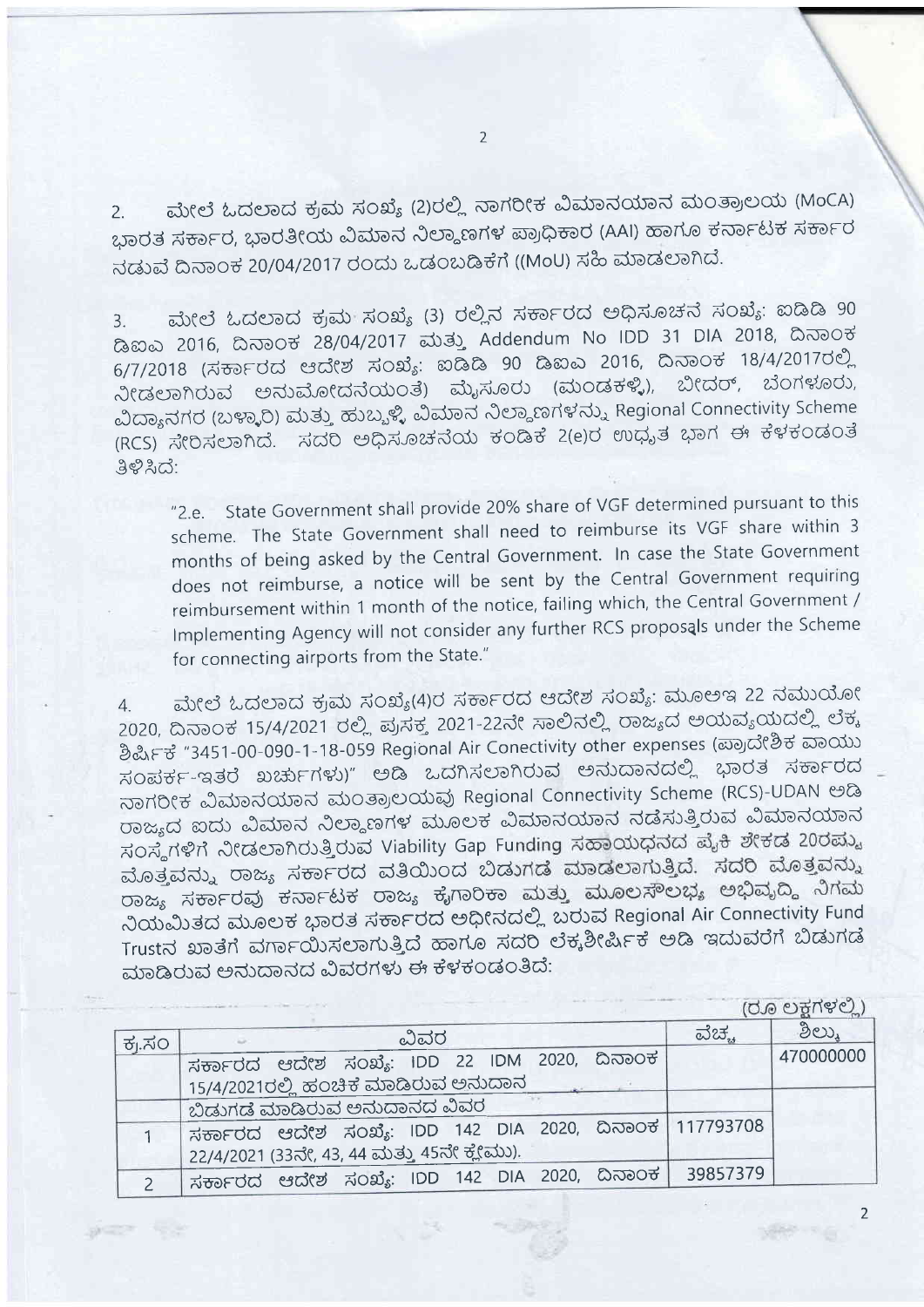2. ಮೇಲೆ ಓದಲಾದ ಕ್ರಮ ಸಂಖ್ಯೆ (2)ರಲ್ಲಿ ನಾಗರೀಕ ವಿಮಾನಯಾನ ಮಂತ್ರಾಲಯ (MoCA) ಭಾರತ ಸರ್ಕಾರ, ಭಾರತೀಯ ವಿಮಾನ ನಿಲ್ದಾಣಗಳ ಪ್ರಾಧಿಕಾರ (AAI) ಹಾಗೂ ಕರ್ನಾಟಕ ಸರ್ಕಾರ ನಡುವೆ ದಿನಾಂಕ 20/04/2017 ರಂದು ಒಡಂಬಡಿಕೆಗೆ ((MoU) ಸಹಿ ಮಾಡಲಾಗಿದೆ.

3. ಮೇಲೆ ಓದಲಾದ ಕ್ರಮ ಸಂಖ್ಯೆ (3) ರಲ್ಲಿನ ಸರ್ಕಾರದ ಅಧಿಸೂಚನೆ ಸಂಖ್ಯೆ: ಐಡಿಡಿ 90 ಡಿಐಎ 2016, ದಿನಾಂಕ 28/04/2017 ಮತ್ತು Addendum No IDD 31 DIA 2018, ದಿನಾಂಕ 6/7/2018 (ಸರ್ಕಾರದ ಆದೇಶ ಸಂಖ್ಯೆ: ಐಡಿಡಿ 90 ಡಿಐಎ 2016, ದಿನಾಂಕ 18/4/2017ರಲ್ಲಿ ನೀಡಲಾಗಿರುವ ಅನುಮೋದನೆಯಂತೆ) ಮೈಸೂರು (ಮಂಡಕಳ್ಳಿ), ಬೀದರ್, ಬೆಂಗಳೂರು, ವಿದ್ಯಾನಗರ (ಬಳ್ಳಾರಿ) ಮತ್ತು ಹುಬ್ಬಳ್ಳಿ ವಿಮಾನ ನಿಲ್ದಾಣಗಳನ್ನು Regional Connectivity Scheme (RCS) ಸೇರಿಸಲಾಗಿದೆ. ಸದರಿ ಅಧಿಸೂಚನೆಯ ಕಂಡಿಕೆ 2(e)ರ ಉದ್ಧೃತ ಭಾಗ ಈ ಕೆಳಕಂಡಂತೆ ತಿಳಿಸಿದೆ:

> "2.e. State Government shall provide 20% share of VGF determined pursuant to this scheme. The State Government shall need to reimburse its VGF share within 3 months of being asked by the Central Government. In case the State Government does not reimburse, a notice will be sent by the Central Government requiring reimbursement within 1 month of the notice, failing which, the Central Government / Implementing Agency will not consider any further RCS proposals under the Scheme for connecting airports from the State."

4. ಮೇಲೆ ಓದಲಾದ ಕ್ರಮ ಸಂಖ್ಯೆ(4)ರ ಸರ್ಕಾರದ ಆದೇಶ ಸಂಖ್ಯೆ: ಮೂಅಇ 22 ನಮುಯೋ 2020, ದಿನಾಂಕ 15/4/2021 ರಲ್ಲಿ ಪ್ರಸಕ್ತ 2021-22ನೇ ಸಾಲಿನಲ್ಲಿ ರಾಜ್ಯದ ಆಯವ್ಯಯದಲ್ಲಿ ಲೆಕ್ಕ ಶೀರ್ಷಿಕೆ "3451-00-090-1-18-059 Regional Air Conectivity other expenses (ಪ್ರಾದೇಶಿಕ ವಾಯು ಸಂಪರ್ಕ-ಇತರೆ ಖರ್ಚುಗಳು)" ಅಡಿ ಒದಗಿಸಲಾಗಿರುವ ಅನುದಾನದಲ್ಲಿ ಭಾರತ ಸರ್ಕಾರದ ನಾಗರೀಕ ವಿಮಾನಯಾನ ಮಂತ್ರಾಲಯವು Regional Connectivity Scheme (RCS)-UDAN ಅಡಿ ರಾಜ್ಯದ ಐದು ವಿಮಾನ ನಿಲ್ದಾಣಗಳ ಮೂಲಕ ವಿಮಾನಯಾನ ನಡೆಸುತ್ತಿರುವ ವಿಮಾನಯಾನ ಸಂಸ್ಥೆಗಳಿಗೆ ನೀಡಲಾಗಿರುತ್ತಿರುವ Viability Gap Funding ಸಹಾಯಧನದ ಪೈಕಿ ಶೇಕಡ 20ರಷ್ಟು ಮೊತ್ತವನ್ನು ರಾಜ್ಯ ಸರ್ಕಾರದ ವತಿಯಿಂದ ಬಿಡುಗಡೆ ಮಾಡಲಾಗುತ್ತಿದೆ. ಸದರಿ ಮೊತ್ತವನ್ನು ರಾಜ್ಯ ಸರ್ಕಾರವು ಕರ್ನಾಟಕ ರಾಜ್ಯ ಕೈಗಾರಿಕಾ ಮತ್ತು ಮೂಲಸೌಲಭ್ಯ ಅಭಿವೃದ್ಧಿ ನಿಗಮ ನಿಯಮಿತದ ಮೂಲಕ ಭಾರತ ಸರ್ಕಾರದ ಅಧೀನದಲ್ಲಿ ಬರುವ Regional Air Connectivity Fund Trustನ ಖಾತೆಗೆ ವರ್ಗಾಯಿಸಲಾಗುತ್ತಿದೆ ಹಾಗೂ ಸದರಿ ಲೆಕ್ಕಶೀರ್ಷಿಕೆ ಅಡಿ ಇದುವರೆಗೆ ಬಿಡುಗಡೆ ಮಾಡಿರುವ ಅನುದಾನದ ವಿವರಗಳು ಈ ಕೆಳಕಂಡಂತಿದೆ:

(ರೂ ಲಕ್ಷಗಳಲ್ಲಿ)

| ಕ್ರ.ಸಂ | ವಿವರ | ವೆಚ್ಚ | ಶಿಲ್ಕು |
|---|---|---|---|
| | ಸರ್ಕಾರದ ಆದೇಶ ಸಂಖ್ಯೆ: IDD 22 IDM 2020, ದಿನಾಂಕ 15/4/2021ರಲ್ಲಿ ಹಂಚಿಕೆ ಮಾಡಿರುವ ಅನುದಾನ | | 470000000 |
| | ಬಿಡುಗಡೆ ಮಾಡಿರುವ ಅನುದಾನದ ವಿವರ | | |
| 1 | ಸರ್ಕಾರದ ಆದೇಶ ಸಂಖ್ಯೆ: IDD 142 DIA 2020, ದಿನಾಂಕ 22/4/2021 (33ನೇ, 43, 44 ಮತ್ತು 45ನೇ ಕ್ಲೇಮು). | 117793708 | |
| 2 | ಸರ್ಕಾರದ ಆದೇಶ ಸಂಖ್ಯೆ: IDD 142 DIA 2020, ದಿನಾಂಕ | 39857379 | |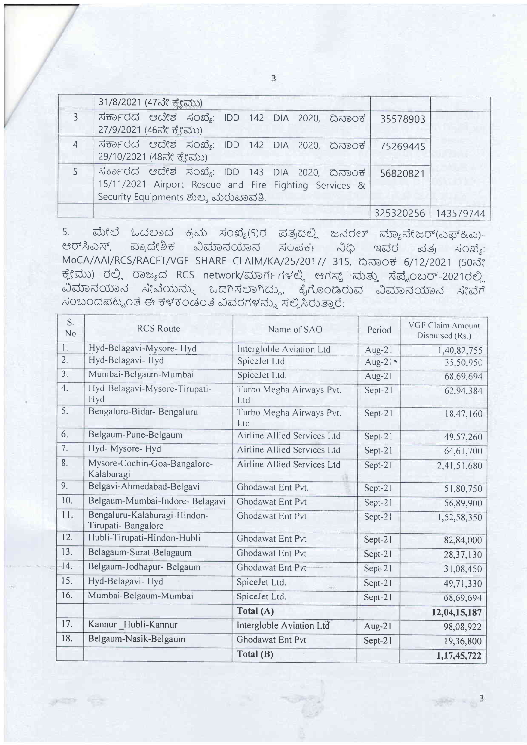|   | 31/8/2021 (47ನೇ ಕ್ಲೇಮು) |   |   |
|---|---|---|---|
| 3 | ಸರ್ಕಾರದ ಆದೇಶ ಸಂಖ್ಯೆ: IDD 142 DIA 2020, ದಿನಾಂಕ 27/9/2021 (46ನೇ ಕ್ಲೇಮು) | 35578903 |   |
| 4 | ಸರ್ಕಾರದ ಆದೇಶ ಸಂಖ್ಯೆ: IDD 142 DIA 2020, ದಿನಾಂಕ 29/10/2021 (48ನೇ ಕ್ಲೇಮು) | 75269445 |   |
| 5 | ಸರ್ಕಾರದ ಆದೇಶ ಸಂಖ್ಯೆ: IDD 143 DIA 2020, ದಿನಾಂಕ 15/11/2021 Airport Rescue and Fire Fighting Services & Security Equipments ಶುಲ್ಕ ಮರುಪಾವತಿ. | 56820821 |   |
|   |   | 325320256 | 143579744 |

5. ಮೇಲೆ ಓದಲಾದ ಕ್ರಮ ಸಂಖ್ಯೆ(5)ರ ಪತ್ರದಲ್ಲಿ ಜನರಲ್ ಮ್ಯಾನೇಜರ್(ಎಫ್&ಎ)-ಆರ್‌ಸಿಎಸ್, ಪ್ರಾದೇಶಿಕ ವಿಮಾನಯಾನ ಸಂಪರ್ಕ ನಿಧಿ ಇವರ ಪತ್ರ ಸಂಖ್ಯೆ: MoCA/AAI/RCS/RACFT/VGF SHARE CLAIM/KA/25/2017/ 315, ದಿನಾಂಕ 6/12/2021 (50ನೇ ಕ್ಲೇಮು) ರಲ್ಲಿ ರಾಜ್ಯದ RCS network/ಮಾರ್ಗಗಳಲ್ಲಿ ಆಗಸ್ಟ್ ಮತ್ತು ಸೆಪ್ಟೆಂಬರ್-2021ರಲ್ಲಿ ವಿಮಾನಯಾನ ಸೇವೆಯನ್ನು ಒದಗಿಸಲಾಗಿದ್ದು, ಕೈಗೊಂಡಿರುವ ವಿಮಾನಯಾನ ಸೇವೆಗೆ ಸಂಬಂದಪಟ್ಟಂತೆ ಈ ಕೆಳಕಂಡಂತೆ ವಿವರಗಳನ್ನು ಸಲ್ಲಿಸಿರುತ್ತಾರೆ:

| S. No | RCS Route | Name of SAO | Period | VGF Claim Amount Disbursed (Rs.) |
|---|---|---|---|---|
| 1. | Hyd-Belagavi-Mysore- Hyd | Intergloble Aviation Ltd | Aug-21 | 1,40,82,755 |
| 2. | Hyd-Belagavi- Hyd | SpiceJet Ltd. | Aug-21 | 35,50,950 |
| 3. | Mumbai-Belgaum-Mumbai | SpiceJet Ltd. | Aug-21 | 68,69,694 |
| 4. | Hyd-Belagavi-Mysore-Tirupati-Hyd | Turbo Megha Airways Pvt. Ltd | Sept-21 | 62,94,384 |
| 5. | Bengaluru-Bidar- Bengaluru | Turbo Megha Airways Pvt. Ltd | Sept-21 | 18,47,160 |
| 6. | Belgaum-Pune-Belgaum | Airline Allied Services Ltd | Sept-21 | 49,57,260 |
| 7. | Hyd- Mysore- Hyd | Airline Allied Services Ltd | Sept-21 | 64,61,700 |
| 8. | Mysore-Cochin-Goa-Bangalore-Kalaburagi | Airline Allied Services Ltd | Sept-21 | 2,41,51,680 |
| 9. | Belgavi-Ahmedabad-Belgavi | Ghodawat Ent Pvt. | Sept-21 | 51,80,750 |
| 10. | Belgaum-Mumbai-Indore- Belagavi | Ghodawat Ent Pvt | Sept-21 | 56,89,900 |
| 11. | Bengaluru-Kalaburagi-Hindon-Tirupati- Bangalore | Ghodawat Ent Pvt | Sept-21 | 1,52,58,350 |
| 12. | Hubli-Tirupati-Hindon-Hubli | Ghodawat Ent Pvt | Sept-21 | 82,84,000 |
| 13. | Belagaum-Surat-Belagaum | Ghodawat Ent Pvt | Sept-21 | 28,37,130 |
| 14. | Belgaum-Jodhapur- Belgaum | Ghodawat Ent Pvt | Sept-21 | 31,08,450 |
| 15. | Hyd-Belagavi- Hyd | SpiceJet Ltd. | Sept-21 | 49,71,330 |
| 16. | Mumbai-Belgaum-Mumbai | SpiceJet Ltd. | Sept-21 | 68,69,694 |
|   |   | **Total (A)** |   | **12,04,15,187** |
| 17. | Kannur _Hubli-Kannur | Intergloble Aviation Ltd | Aug-21 | 98,08,922 |
| 18. | Belgaum-Nasik-Belgaum | Ghodawat Ent Pvt | Sept-21 | 19,36,800 |
|   |   | **Total (B)** |   | **1,17,45,722** |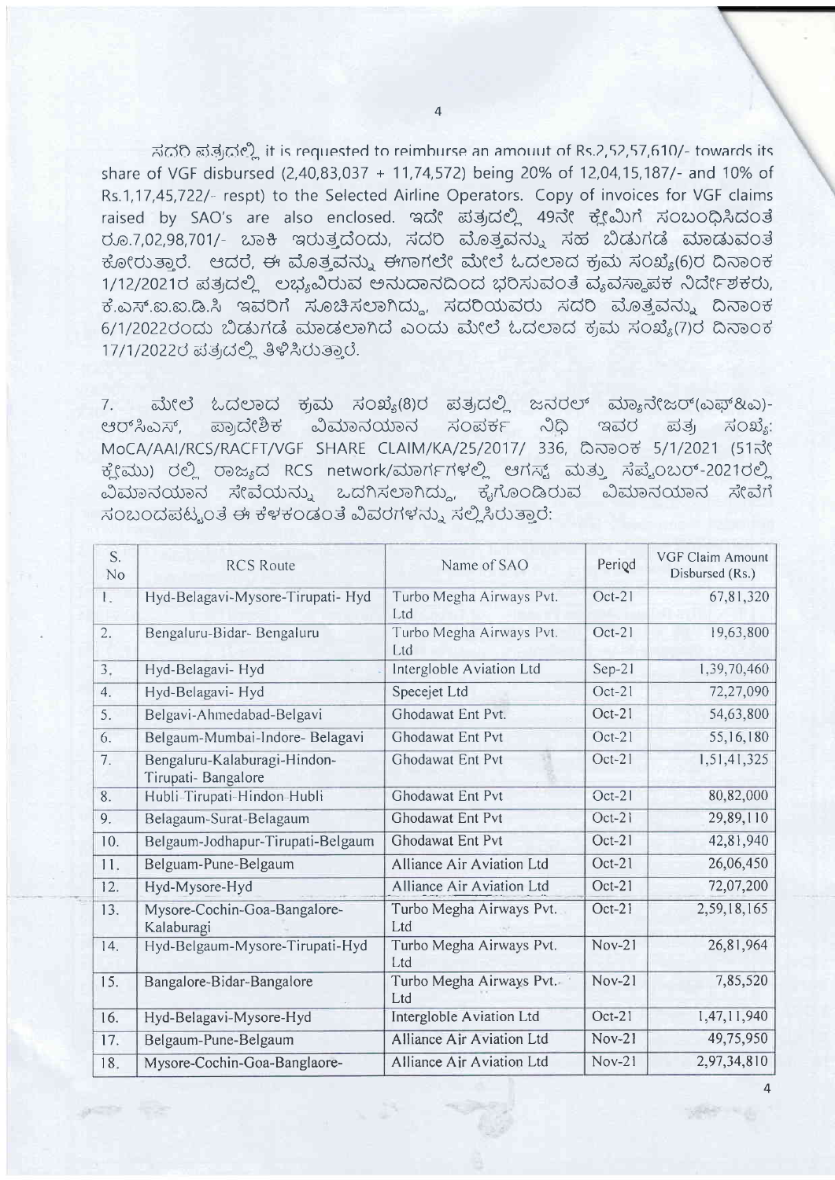ಸದರಿ ಪತ್ರದಲ್ಲಿ it is requested to reimburse an amount of Rs.2,52,57,610/- towards its share of VGF disbursed (2,40,83,037 + 11,74,572) being 20% of 12,04,15,187/- and 10% of Rs.1,17,45,722/- respt) to the Selected Airline Operators. Copy of invoices for VGF claims raised by SAO's are also enclosed. ಇದೇ ಪತ್ರದಲ್ಲಿ 49ನೇ ಕ್ಲೇಮಿಗೆ ಸಂಬಂಧಿಸಿದಂತೆ ರೂ.7,02,98,701/- ಬಾಕಿ ಇರುತ್ತದೆಂದು, ಸದರಿ ಮೊತ್ತವನ್ನು ಸಹ ಬಿಡುಗಡೆ ಮಾಡುವಂತೆ ಕೋರುತ್ತಾರೆ. ಆದರೆ, ಈ ಮೊತ್ತವನ್ನು ಈಗಾಗಲೇ ಮೇಲೆ ಓದಲಾದ ಕ್ರಮ ಸಂಖ್ಯೆ(6)ರ ದಿನಾಂಕ 1/12/2021ರ ಪತ್ರದಲ್ಲಿ ಲಭ್ಯವಿರುವ ಅನುದಾನದಿಂದ ಭರಿಸುವಂತೆ ವ್ಯವಸ್ಥಾಪಕ ನಿರ್ದೇಶಕರು, ಕೆ.ಎಸ್.ಐ.ಐ.ಡಿ.ಸಿ ಇವರಿಗೆ ಸೂಚಿಸಲಾಗಿದ್ದು, ಸದರಿಯವರು ಸದರಿ ಮೊತ್ತವನ್ನು ದಿನಾಂಕ 6/1/2022ರಂದು ಬಿಡುಗಡೆ ಮಾಡಲಾಗಿದೆ ಎಂದು ಮೇಲೆ ಓದಲಾದ ಕ್ರಮ ಸಂಖ್ಯೆ(7)ರ ದಿನಾಂಕ 17/1/2022ರ ಪತ್ರದಲ್ಲಿ ತಿಳಿಸಿರುತ್ತಾರೆ.

7. ಮೇಲೆ ಓದಲಾದ ಕ್ರಮ ಸಂಖ್ಯೆ(8)ರ ಪತ್ರದಲ್ಲಿ ಜನರಲ್ ಮ್ಯಾನೇಜರ್(ಎಫ್&ಎ)-ಆರ್‌ಸಿಎಸ್, ಪ್ರಾದೇಶಿಕ ವಿಮಾನಯಾನ ಸಂಪರ್ಕ ನಿಧಿ ಇವರ ಪತ್ರ ಸಂಖ್ಯೆ: MoCA/AAI/RCS/RACFT/VGF SHARE CLAIM/KA/25/2017/ 336, ದಿನಾಂಕ 5/1/2021 (51ನೇ ಕ್ಲೇಮು) ರಲ್ಲಿ ರಾಜ್ಯದ RCS network/ಮಾರ್ಗಗಳಲ್ಲಿ ಆಗಸ್ಟ್ ಮತ್ತು ಸೆಪ್ಟೆಂಬರ್-2021ರಲ್ಲಿ ವಿಮಾನಯಾನ ಸೇವೆಯನ್ನು ಒದಗಿಸಲಾಗಿದ್ದು, ಕೈಗೊಂಡಿರುವ ವಿಮಾನಯಾನ ಸೇವೆಗೆ ಸಂಬಂದಪಟ್ಟಂತೆ ಈ ಕೆಳಕಂಡತೆ ವಿವರಗಳನ್ನು ಸಲ್ಲಿಸಿರುತ್ತಾರೆ:

| S. No | RCS Route | Name of SAO | Period | VGF Claim Amount Disbursed (Rs.) |
|---|---|---|---|---|
| 1. | Hyd-Belagavi-Mysore-Tirupati- Hyd | Turbo Megha Airways Pvt. Ltd | Oct-21 | 67,81,320 |
| 2. | Bengaluru-Bidar- Bengaluru | Turbo Megha Airways Pvt. Ltd | Oct-21 | 19,63,800 |
| 3. | Hyd-Belagavi- Hyd | Intergloble Aviation Ltd | Sep-21 | 1,39,70,460 |
| 4. | Hyd-Belagavi- Hyd | Specejet Ltd | Oct-21 | 72,27,090 |
| 5. | Belgavi-Ahmedabad-Belgavi | Ghodawat Ent Pvt. | Oct-21 | 54,63,800 |
| 6. | Belgaum-Mumbai-Indore- Belagavi | Ghodawat Ent Pvt | Oct-21 | 55,16,180 |
| 7. | Bengaluru-Kalaburagi-Hindon-Tirupati- Bangalore | Ghodawat Ent Pvt | Oct-21 | 1,51,41,325 |
| 8. | Hubli-Tirupati-Hindon-Hubli | Ghodawat Ent Pvt | Oct-21 | 80,82,000 |
| 9. | Belagaum-Surat-Belagaum | Ghodawat Ent Pvt | Oct-21 | 29,89,110 |
| 10. | Belgaum-Jodhpur-Tirupati-Belgaum | Ghodawat Ent Pvt | Oct-21 | 42,81,940 |
| 11. | Belguam-Pune-Belgaum | Alliance Air Aviation Ltd | Oct-21 | 26,06,450 |
| 12. | Hyd-Mysore-Hyd | Alliance Air Aviation Ltd | Oct-21 | 72,07,200 |
| 13. | Mysore-Cochin-Goa-Bangalore-Kalaburagi | Turbo Megha Airways Pvt. Ltd | Oct-21 | 2,59,18,165 |
| 14. | Hyd-Belgaum-Mysore-Tirupati-Hyd | Turbo Megha Airways Pvt. Ltd | Nov-21 | 26,81,964 |
| 15. | Bangalore-Bidar-Bangalore | Turbo Megha Airways Pvt. Ltd | Nov-21 | 7,85,520 |
| 16. | Hyd-Belagavi-Mysore-Hyd | Intergloble Aviation Ltd | Oct-21 | 1,47,11,940 |
| 17. | Belgaum-Pune-Belgaum | Alliance Air Aviation Ltd | Nov-21 | 49,75,950 |
| 18. | Mysore-Cochin-Goa-Banglaore- | Alliance Air Aviation Ltd | Nov-21 | 2,97,34,810 |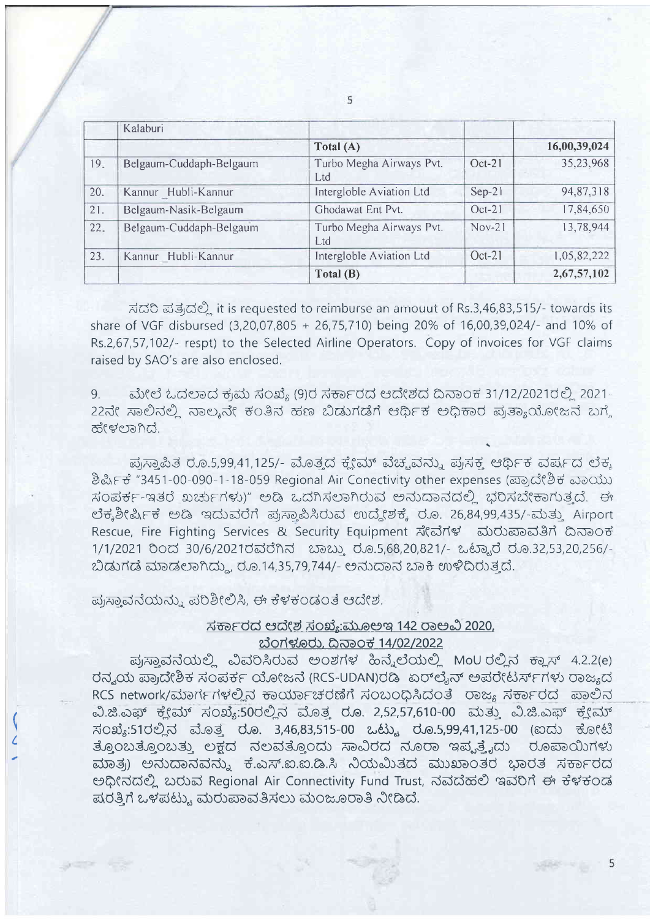|  | Kalaburi |  |  |  |
|---|---|---|---|---|
|  |  | **Total (A)** |  | **16,00,39,024** |
| 19. | Belgaum-Cuddaph-Belgaum | Turbo Megha Airways Pvt. Ltd | Oct-21 | 35,23,968 |
| 20. | Kannur_Hubli-Kannur | Interglobe Aviation Ltd | Sep-21 | 94,87,318 |
| 21. | Belgaum-Nasik-Belgaum | Ghodawat Ent Pvt. | Oct-21 | 17,84,650 |
| 22. | Belgaum-Cuddaph-Belgaum | Turbo Megha Airways Pvt. Ltd | Nov-21 | 13,78,944 |
| 23. | Kannur_Hubli-Kannur | Interglobe Aviation Ltd | Oct-21 | 1,05,82,222 |
|  |  | **Total (B)** |  | **2,67,57,102** |

ಸದರಿ ಪತ್ರದಲ್ಲಿ it is requested to reimburse an amouut of Rs.3,46,83,515/- towards its share of VGF disbursed (3,20,07,805 + 26,75,710) being 20% of 16,00,39,024/- and 10% of Rs.2,67,57,102/- respt) to the Selected Airline Operators. Copy of invoices for VGF claims raised by SAO's are also enclosed.

9. ಮೇಲೆ ಓದಲಾದ ಕ್ರಮ ಸಂಖ್ಯೆ (9)ರ ಸರ್ಕಾರದ ಆದೇಶದ ದಿನಾಂಕ 31/12/2021ರಲ್ಲಿ 2021-22ನೇ ಸಾಲಿನಲ್ಲಿ ನಾಲ್ಕನೇ ಕಂತಿನ ಹಣ ಬಿಡುಗಡೆಗೆ ಆರ್ಥಿಕ ಅಧಿಕಾರ ಪ್ರತ್ಯಾಯೋಜನೆ ಬಗ್ಗೆ ಹೇಳಲಾಗಿದೆ.

ಪ್ರಸ್ತಾಪಿತ ರೂ.5,99,41,125/- ಮೊತ್ತದ ಕ್ಲೇಮ್ ವೆಚ್ಚವನ್ನು ಪ್ರಸಕ್ತ ಆರ್ಥಿಕ ವರ್ಷದ ಲೆಕ್ಕ ಶಿರ್ಷಿಕೆ "3451-00-090-1-18-059 Regional Air Conectivity other expenses (ಪ್ರಾದೇಶಿಕ ವಾಯು ಸಂಪರ್ಕ-ಇತರೆ ಖರ್ಚುಗಳು)" ಅಡಿ ಒದಗಿಸಲಾಗಿರುವ ಅನುದಾನದಲ್ಲಿ ಭರಿಸಬೇಕಾಗುತ್ತದೆ. ಈ ಲೆಕ್ಕಶೀರ್ಷಿಕೆ ಅಡಿ ಇದುವರೆಗೆ ಪ್ರಸ್ತಾಪಿಸಿರುವ ಉದ್ದೇಶಕ್ಕೆ ರೂ. 26,84,99,435/-ಮತ್ತು Airport Rescue, Fire Fighting Services & Security Equipment ಸೇವೆಗಳ ಮರುಪಾವತಿಗೆ ದಿನಾಂಕ 1/1/2021 ರಿಂದ 30/6/2021ರವರೆಗಿನ ಬಾಬ್ತು ರೂ.5,68,20,821/- ಒಟ್ಟಾರೆ ರೂ.32,53,20,256/- ಬಿಡುಗಡೆ ಮಾಡಲಾಗಿದ್ದು, ರೂ.14,35,79,744/- ಅನುದಾನ ಬಾಕಿ ಉಳಿದಿರುತ್ತದೆ.

ಪ್ರಸ್ತಾವನೆಯನ್ನು ಪರಿಶೀಲಿಸಿ, ಈ ಕೆಳಕಂಡಂತೆ ಆದೇಶ.

**ಸರ್ಕಾರದ ಆದೇಶ ಸಂಖ್ಯೆ:ಮೂಅಇ 142 ರಾಅವಿ 2020,**
**ಬೆಂಗಳೂರು, ದಿನಾಂಕ 14/02/2022**

ಪ್ರಸ್ತಾವನೆಯಲ್ಲಿ ವಿವರಿಸಿರುವ ಅಂಶಗಳ ಹಿನ್ನೆಲೆಯಲ್ಲಿ MoU ರಲ್ಲಿನ ಕ್ಲಾಸ್ 4.2.2(e) ರನ್ವಯ ಪ್ರಾದೇಶಿಕ ಸಂಪರ್ಕ ಯೋಜನೆ (RCS-UDAN)ರಡಿ ಏರ್‌ಲೈನ್ ಅಪರೇಟರ್ಸ್‌ಗಳು ರಾಜ್ಯದ RCS network/ಮಾರ್ಗಗಳಲ್ಲಿನ ಕಾರ್ಯಾಚರಣೆಗೆ ಸಂಬಂಧಿಸಿದಂತೆ ರಾಜ್ಯ ಸರ್ಕಾರದ ಪಾಲಿನ ವಿ.ಜಿ.ಎಫ್ ಕ್ಲೇಮ್ ಸಂಖ್ಯೆ:50ರಲ್ಲಿನ ಮೊತ್ತ ರೂ. 2,52,57,610-00 ಮತ್ತು ವಿ.ಜಿ.ಎಫ್ ಕ್ಲೇಮ್ ಸಂಖ್ಯೆ:51ರಲ್ಲಿನ ಮೊತ್ತ ರೂ. 3,46,83,515-00 ಒಟ್ಟು ರೂ.5,99,41,125-00 (ಐದು ಕೋಟಿ ತೊಂಬತ್ತೊಂಬತ್ತು ಲಕ್ಷದ ನಲವತ್ತೊಂದು ಸಾವಿರದ ನೂರಾ ಇಪ್ಪತ್ತೈದು ರೂಪಾಯಿಗಳು ಮಾತ್ರ) ಅನುದಾನವನ್ನು ಕೆ.ಎಸ್.ಐ.ಐ.ಡಿ.ಸಿ ನಿಯಮಿತದ ಮುಖಾಂತರ ಭಾರತ ಸರ್ಕಾರದ ಅಧೀನದಲ್ಲಿ ಬರುವ Regional Air Connectivity Fund Trust, ನವದೆಹಲಿ ಇವರಿಗೆ ಈ ಕೆಳಕಂಡ ಷರತ್ತಿಗೆ ಒಳಪಟ್ಟು ಮರುಪಾವತಿಸಲು ಮಂಜೂರಾತಿ ನೀಡಿದೆ.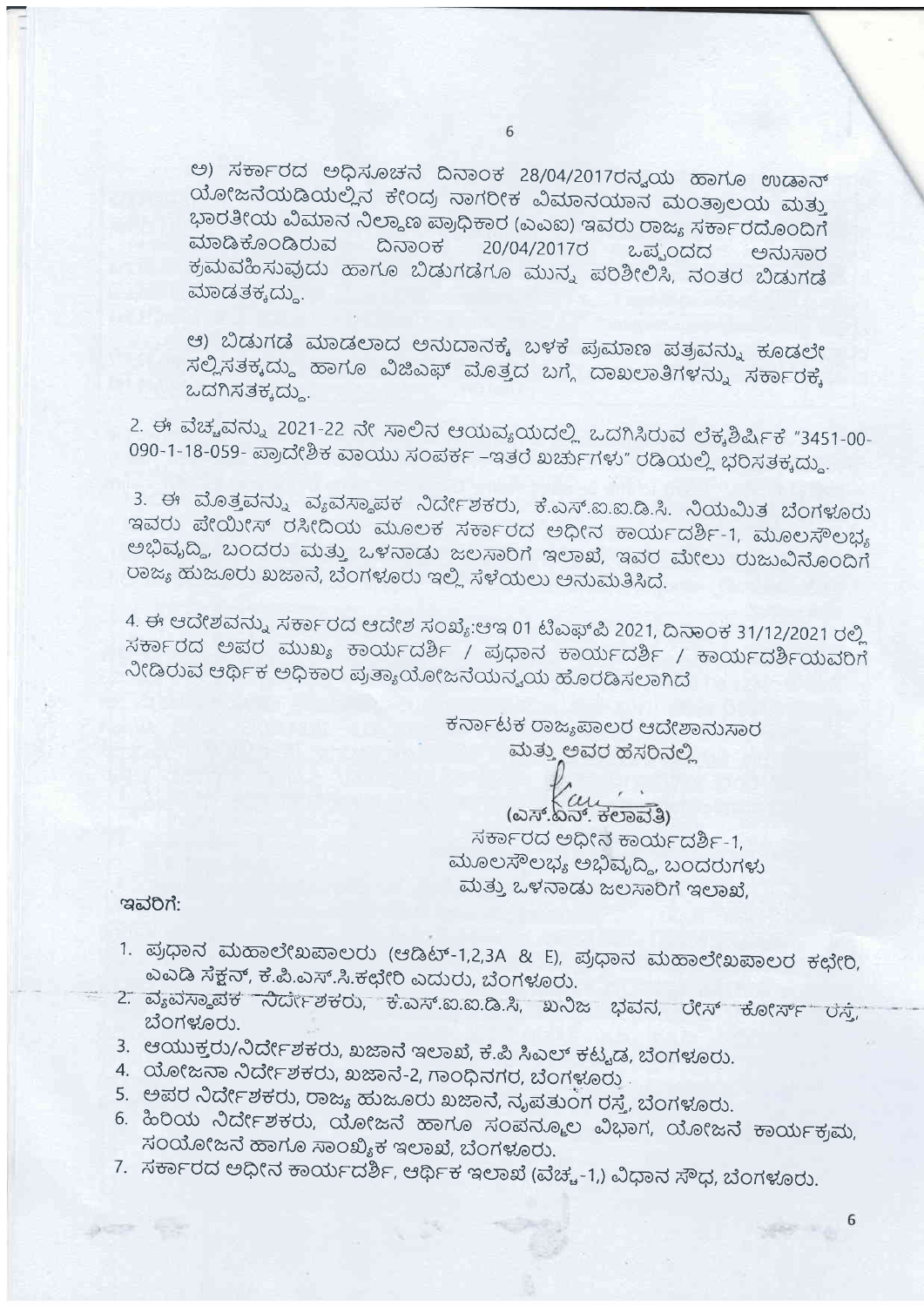ಅ) ಸರ್ಕಾರದ ಅಧಿಸೂಚನೆ ದಿನಾಂಕ 28/04/2017ರನ್ವಯ ಹಾಗೂ ಉಡಾನ್ ಯೋಜನೆಯಡಿಯಲ್ಲಿನ ಕೇಂದ್ರ ನಾಗರೀಕ ವಿಮಾನಯಾನ ಮಂತ್ರಾಲಯ ಮತ್ತು ಭಾರತೀಯ ವಿಮಾನ ನಿಲ್ದಾಣ ಪ್ರಾಧಿಕಾರ (ಎಎಐ) ಇವರು ರಾಜ್ಯ ಸರ್ಕಾರದೊಂದಿಗೆ ಮಾಡಿಕೊಂಡಿರುವ ದಿನಾಂಕ 20/04/2017ರ ಒಪ್ಪಂದದ ಅನುಸಾರ ಕ್ರಮವಹಿಸುವುದು ಹಾಗೂ ಬಿಡುಗಡೆಗೂ ಮುನ್ನ ಪರಿಶೀಲಿಸಿ, ನಂತರ ಬಿಡುಗಡೆ ಮಾಡತಕ್ಕದ್ದು.

ಆ) ಬಿಡುಗಡೆ ಮಾಡಲಾದ ಅನುದಾನಕ್ಕೆ ಬಳಕೆ ಪ್ರಮಾಣ ಪತ್ರವನ್ನು ಕೂಡಲೇ ಸಲ್ಲಿಸತಕ್ಕದ್ದು ಹಾಗೂ ವಿಜಿಎಫ್ ಮೊತ್ತದ ಬಗ್ಗೆ ದಾಖಲಾತಿಗಳನ್ನು ಸರ್ಕಾರಕ್ಕೆ ಒದಗಿಸತಕ್ಕದ್ದು.

2. ಈ ವೆಚ್ಚವನ್ನು 2021-22 ನೇ ಸಾಲಿನ ಆಯವ್ಯಯದಲ್ಲಿ ಒದಗಿಸಿರುವ ಲೆಕ್ಕಶೀರ್ಷಿಕೆ "3451-00-090-1-18-059- ಪ್ರಾದೇಶಿಕ ವಾಯು ಸಂಪರ್ಕ –ಇತರೆ ಖರ್ಚುಗಳು" ರಡಿಯಲ್ಲಿ ಭರಿಸತಕ್ಕದ್ದು.

3. ಈ ಮೊತ್ತವನ್ನು ವ್ಯವಸ್ಥಾಪಕ ನಿರ್ದೇಶಕರು, ಕೆ.ಎಸ್.ಐ.ಐ.ಡಿ.ಸಿ. ನಿಯಮಿತ ಬೆಂಗಳೂರು ಇವರು ಪೇಯೀಸ್ ರಸೀದಿಯ ಮೂಲಕ ಸರ್ಕಾರದ ಅಧೀನ ಕಾರ್ಯದರ್ಶಿ-1, ಮೂಲಸೌಲಭ್ಯ ಅಭಿವೃದ್ಧಿ, ಬಂದರು ಮತ್ತು ಒಳನಾಡು ಜಲಸಾರಿಗೆ ಇಲಾಖೆ, ಇವರ ಮೇಲು ರುಜುವಿನೊಂದಿಗೆ ರಾಜ್ಯ ಹುಜೂರು ಖಜಾನೆ, ಬೆಂಗಳೂರು ಇಲ್ಲಿ ಸೆಳೆಯಲು ಅನುಮತಿಸಿದೆ.

4. ಈ ಆದೇಶವನ್ನು ಸರ್ಕಾರದ ಆದೇಶ ಸಂಖ್ಯೆ:ಆಇ 01 ಟಿಎಫ್‌ಪಿ 2021, ದಿನಾಂಕ 31/12/2021 ರಲ್ಲಿ ಸರ್ಕಾರದ ಅಪರ ಮುಖ್ಯ ಕಾರ್ಯದರ್ಶಿ / ಪ್ರಧಾನ ಕಾರ್ಯದರ್ಶಿ / ಕಾರ್ಯದರ್ಶಿಯವರಿಗೆ ನೀಡಿರುವ ಆರ್ಥಿಕ ಅಧಿಕಾರ ಪ್ರತ್ಯಾಯೋಜನೆಯನ್ವಯ ಹೊರಡಿಸಲಾಗಿದೆ

ಕರ್ನಾಟಕ ರಾಜ್ಯಪಾಲರ ಆದೇಶಾನುಸಾರ
ಮತ್ತು ಅವರ ಹೆಸರಿನಲ್ಲಿ

(ಎಸ್.ಎನ್. ಕಲಾವತಿ)
ಸರ್ಕಾರದ ಅಧೀನ ಕಾರ್ಯದರ್ಶಿ-1,
ಮೂಲಸೌಲಭ್ಯ ಅಭಿವೃದ್ಧಿ, ಬಂದರುಗಳು
ಮತ್ತು ಒಳನಾಡು ಜಲಸಾರಿಗೆ ಇಲಾಖೆ,

ಇವರಿಗೆ:

1. ಪ್ರಧಾನ ಮಹಾಲೇಖಪಾಲರು (ಆಡಿಟ್-1,2,3A & E), ಪ್ರಧಾನ ಮಹಾಲೇಖಪಾಲರ ಕಛೇರಿ, ಎಎಡಿ ಸೆಕ್ಷನ್, ಕೆ.ಪಿ.ಎಸ್.ಸಿ.ಕಛೇರಿ ಎದುರು, ಬೆಂಗಳೂರು.
2. ವ್ಯವಸ್ಥಾಪಕ ನಿರ್ದೇಶಕರು, ಕೆ.ಎಸ್.ಐ.ಐ.ಡಿ.ಸಿ, ಖನಿಜ ಭವನ, ರೇಸ್ ಕೋರ್ಸ್ ರಸ್ತೆ, ಬೆಂಗಳೂರು.
3. ಆಯುಕ್ತರು/ನಿರ್ದೇಶಕರು, ಖಜಾನೆ ಇಲಾಖೆ, ಕೆ.ಪಿ ಸಿವಿಲ್ ಕಟ್ಟಡ, ಬೆಂಗಳೂರು.
4. ಯೋಜನಾ ನಿರ್ದೇಶಕರು, ಖಜಾನೆ-2, ಗಾಂಧಿನಗರ, ಬೆಂಗಳೂರು.
5. ಅಪರ ನಿರ್ದೇಶಕರು, ರಾಜ್ಯ ಹುಜೂರು ಖಜಾನೆ, ನೃಪತುಂಗ ರಸ್ತೆ, ಬೆಂಗಳೂರು.
6. ಹಿರಿಯ ನಿರ್ದೇಶಕರು, ಯೋಜನೆ ಹಾಗೂ ಸಂಪನ್ಮೂಲ ವಿಭಾಗ, ಯೋಜನೆ ಕಾರ್ಯಕ್ರಮ, ಸಂಯೋಜನೆ ಹಾಗೂ ಸಾಂಖ್ಯಿಕ ಇಲಾಖೆ, ಬೆಂಗಳೂರು.
7. ಸರ್ಕಾರದ ಅಧೀನ ಕಾರ್ಯದರ್ಶಿ, ಆರ್ಥಿಕ ಇಲಾಖೆ (ವೆಚ್ಚ-1,) ವಿಧಾನ ಸೌಧ, ಬೆಂಗಳೂರು.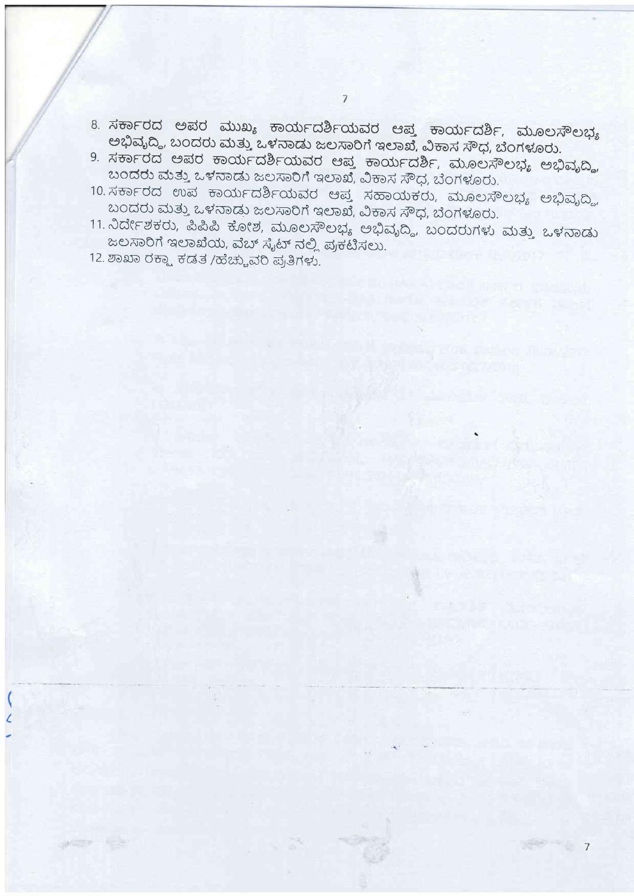8. ಸರ್ಕಾರದ ಅಪರ ಮುಖ್ಯ ಕಾರ್ಯದರ್ಶಿಯವರ ಆಪ್ತ ಕಾರ್ಯದರ್ಶಿ, ಮೂಲಸೌಲಭ್ಯ ಅಭಿವೃದ್ಧಿ, ಬಂದರು ಮತ್ತು ಒಳನಾಡು ಜಲಸಾರಿಗೆ ಇಲಾಖೆ, ವಿಕಾಸ ಸೌಧ, ಬೆಂಗಳೂರು.
9. ಸರ್ಕಾರದ ಅಪರ ಕಾರ್ಯದರ್ಶಿಯವರ ಆಪ್ತ ಕಾರ್ಯದರ್ಶಿ, ಮೂಲಸೌಲಭ್ಯ ಅಭಿವೃದ್ಧಿ, ಬಂದರು ಮತ್ತು ಒಳನಾಡು ಜಲಸಾರಿಗೆ ಇಲಾಖೆ, ವಿಕಾಸ ಸೌಧ, ಬೆಂಗಳೂರು.
10. ಸರ್ಕಾರದ ಉಪ ಕಾರ್ಯದರ್ಶಿಯವರ ಆಪ್ತ ಸಹಾಯಕರು, ಮೂಲಸೌಲಭ್ಯ ಅಭಿವೃದ್ಧಿ, ಬಂದರು ಮತ್ತು ಒಳನಾಡು ಜಲಸಾರಿಗೆ ಇಲಾಖೆ, ವಿಕಾಸ ಸೌಧ, ಬೆಂಗಳೂರು.
11. ನಿರ್ದೇಶಕರು, ಪಿಪಿಪಿ ಕೋಶ, ಮೂಲಸೌಲಭ್ಯ ಅಭಿವೃದ್ಧಿ, ಬಂದರುಗಳು ಮತ್ತು ಒಳನಾಡು ಜಲಸಾರಿಗೆ ಇಲಾಖೆಯ, ವೆಬ್ ಸೈಟ್ ನಲ್ಲಿ ಪ್ರಕಟಿಸಲು.
12. ಶಾಖಾ ರಕ್ಷಾ ಕಡತ /ಹೆಚ್ಚುವರಿ ಪ್ರತಿಗಳು.